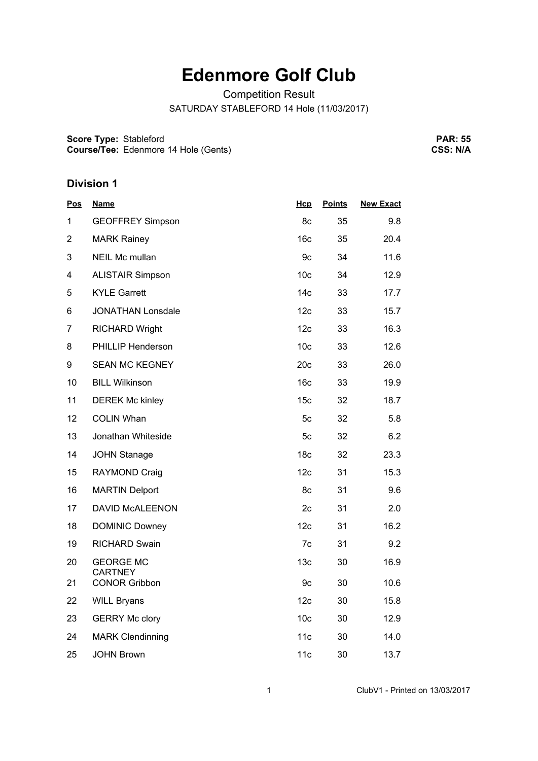# Edenmore Golf Club

Competition Result

SATURDAY STABLEFORD 14 Hole (11/03/2017)

**Score Type:** Stableford
**Course/Tee:** Edenmore 14 Hole (Gents)

**PAR: 55**
**CSS: N/A**

## Division 1

| Pos | Name | Hcp | Points | New Exact |
|---|---|---|---|---|
| 1 | GEOFFREY Simpson | 8c | 35 | 9.8 |
| 2 | MARK Rainey | 16c | 35 | 20.4 |
| 3 | NEIL Mc mullan | 9c | 34 | 11.6 |
| 4 | ALISTAIR Simpson | 10c | 34 | 12.9 |
| 5 | KYLE Garrett | 14c | 33 | 17.7 |
| 6 | JONATHAN Lonsdale | 12c | 33 | 15.7 |
| 7 | RICHARD Wright | 12c | 33 | 16.3 |
| 8 | PHILLIP Henderson | 10c | 33 | 12.6 |
| 9 | SEAN MC KEGNEY | 20c | 33 | 26.0 |
| 10 | BILL Wilkinson | 16c | 33 | 19.9 |
| 11 | DEREK Mc kinley | 15c | 32 | 18.7 |
| 12 | COLIN Whan | 5c | 32 | 5.8 |
| 13 | Jonathan Whiteside | 5c | 32 | 6.2 |
| 14 | JOHN Stanage | 18c | 32 | 23.3 |
| 15 | RAYMOND Craig | 12c | 31 | 15.3 |
| 16 | MARTIN Delport | 8c | 31 | 9.6 |
| 17 | DAVID McALEENON | 2c | 31 | 2.0 |
| 18 | DOMINIC Downey | 12c | 31 | 16.2 |
| 19 | RICHARD Swain | 7c | 31 | 9.2 |
| 20 | GEORGE MC CARTNEY | 13c | 30 | 16.9 |
| 21 | CONOR Gribbon | 9c | 30 | 10.6 |
| 22 | WILL Bryans | 12c | 30 | 15.8 |
| 23 | GERRY Mc clory | 10c | 30 | 12.9 |
| 24 | MARK Clendinning | 11c | 30 | 14.0 |
| 25 | JOHN Brown | 11c | 30 | 13.7 |

ClubV1 - Printed on 13/03/2017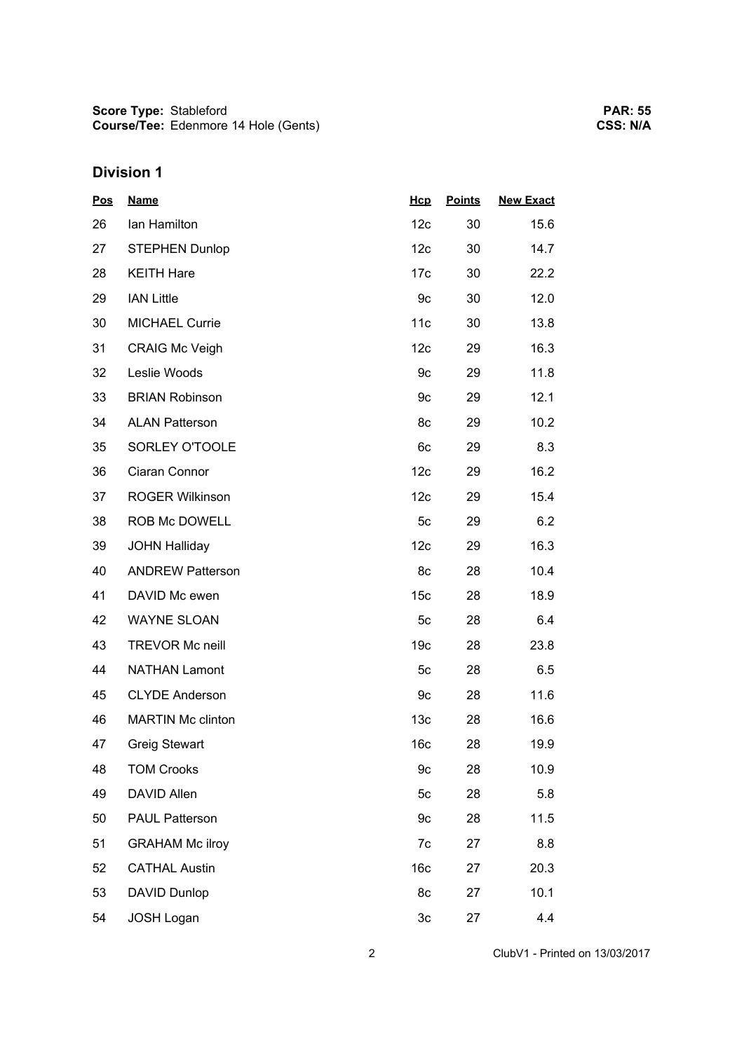**Score Type:** Stableford
**Course/Tee:** Edenmore 14 Hole (Gents)

**PAR: 55**
**CSS: N/A**

## Division 1

| Pos | Name | Hcp | Points | New Exact |
|---|---|---|---|---|
| 26 | Ian Hamilton | 12c | 30 | 15.6 |
| 27 | STEPHEN Dunlop | 12c | 30 | 14.7 |
| 28 | KEITH Hare | 17c | 30 | 22.2 |
| 29 | IAN Little | 9c | 30 | 12.0 |
| 30 | MICHAEL Currie | 11c | 30 | 13.8 |
| 31 | CRAIG Mc Veigh | 12c | 29 | 16.3 |
| 32 | Leslie Woods | 9c | 29 | 11.8 |
| 33 | BRIAN Robinson | 9c | 29 | 12.1 |
| 34 | ALAN Patterson | 8c | 29 | 10.2 |
| 35 | SORLEY O'TOOLE | 6c | 29 | 8.3 |
| 36 | Ciaran Connor | 12c | 29 | 16.2 |
| 37 | ROGER Wilkinson | 12c | 29 | 15.4 |
| 38 | ROB Mc DOWELL | 5c | 29 | 6.2 |
| 39 | JOHN Halliday | 12c | 29 | 16.3 |
| 40 | ANDREW Patterson | 8c | 28 | 10.4 |
| 41 | DAVID Mc ewen | 15c | 28 | 18.9 |
| 42 | WAYNE SLOAN | 5c | 28 | 6.4 |
| 43 | TREVOR Mc neill | 19c | 28 | 23.8 |
| 44 | NATHAN Lamont | 5c | 28 | 6.5 |
| 45 | CLYDE Anderson | 9c | 28 | 11.6 |
| 46 | MARTIN Mc clinton | 13c | 28 | 16.6 |
| 47 | Greig Stewart | 16c | 28 | 19.9 |
| 48 | TOM Crooks | 9c | 28 | 10.9 |
| 49 | DAVID Allen | 5c | 28 | 5.8 |
| 50 | PAUL Patterson | 9c | 28 | 11.5 |
| 51 | GRAHAM Mc ilroy | 7c | 27 | 8.8 |
| 52 | CATHAL Austin | 16c | 27 | 20.3 |
| 53 | DAVID Dunlop | 8c | 27 | 10.1 |
| 54 | JOSH Logan | 3c | 27 | 4.4 |

ClubV1 - Printed on 13/03/2017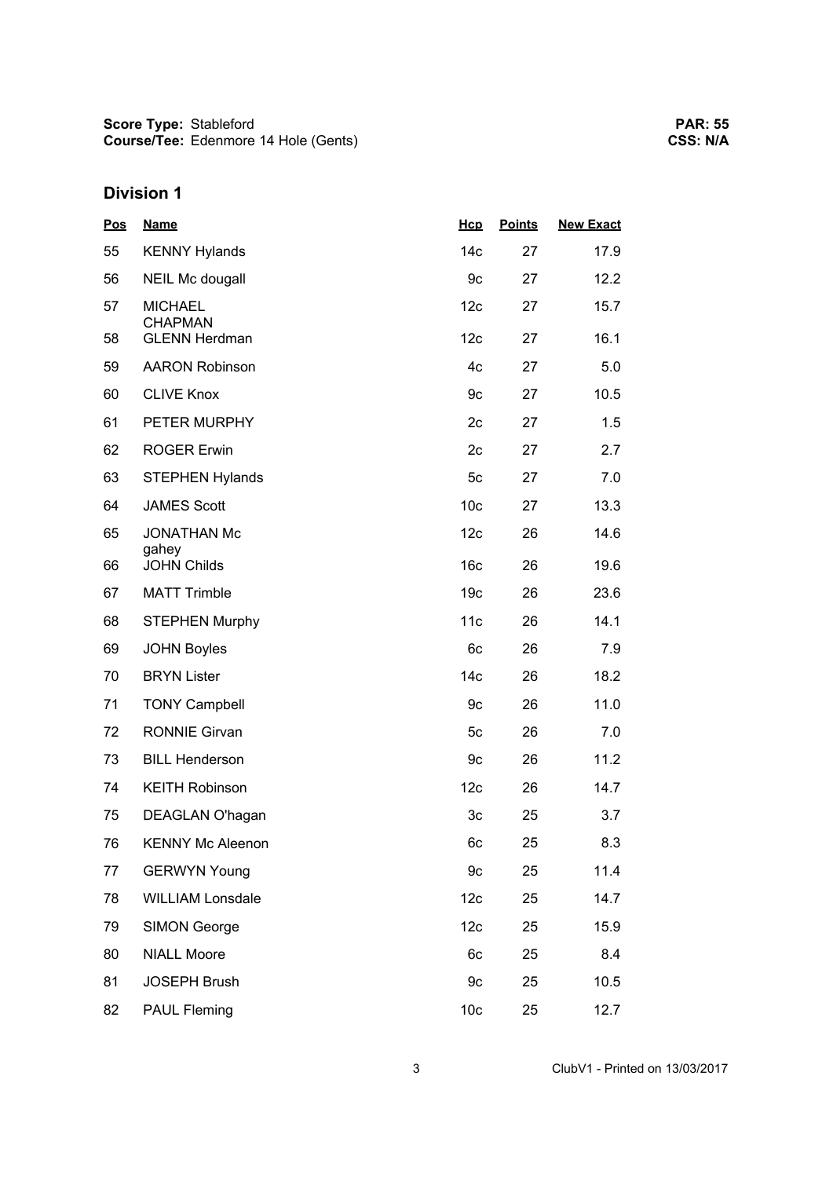**Score Type:** Stableford
**Course/Tee:** Edenmore 14 Hole (Gents)

**PAR: 55**
**CSS: N/A**

## Division 1

| Pos | Name | Hcp | Points | New Exact |
|---|---|---|---|---|
| 55 | KENNY Hylands | 14c | 27 | 17.9 |
| 56 | NEIL Mc dougall | 9c | 27 | 12.2 |
| 57 | MICHAEL CHAPMAN | 12c | 27 | 15.7 |
| 58 | GLENN Herdman | 12c | 27 | 16.1 |
| 59 | AARON Robinson | 4c | 27 | 5.0 |
| 60 | CLIVE Knox | 9c | 27 | 10.5 |
| 61 | PETER MURPHY | 2c | 27 | 1.5 |
| 62 | ROGER Erwin | 2c | 27 | 2.7 |
| 63 | STEPHEN Hylands | 5c | 27 | 7.0 |
| 64 | JAMES Scott | 10c | 27 | 13.3 |
| 65 | JONATHAN Mc gahey | 12c | 26 | 14.6 |
| 66 | JOHN Childs | 16c | 26 | 19.6 |
| 67 | MATT Trimble | 19c | 26 | 23.6 |
| 68 | STEPHEN Murphy | 11c | 26 | 14.1 |
| 69 | JOHN Boyles | 6c | 26 | 7.9 |
| 70 | BRYN Lister | 14c | 26 | 18.2 |
| 71 | TONY Campbell | 9c | 26 | 11.0 |
| 72 | RONNIE Girvan | 5c | 26 | 7.0 |
| 73 | BILL Henderson | 9c | 26 | 11.2 |
| 74 | KEITH Robinson | 12c | 26 | 14.7 |
| 75 | DEAGLAN O'hagan | 3c | 25 | 3.7 |
| 76 | KENNY Mc Aleenon | 6c | 25 | 8.3 |
| 77 | GERWYN Young | 9c | 25 | 11.4 |
| 78 | WILLIAM Lonsdale | 12c | 25 | 14.7 |
| 79 | SIMON George | 12c | 25 | 15.9 |
| 80 | NIALL Moore | 6c | 25 | 8.4 |
| 81 | JOSEPH Brush | 9c | 25 | 10.5 |
| 82 | PAUL Fleming | 10c | 25 | 12.7 |

ClubV1 - Printed on 13/03/2017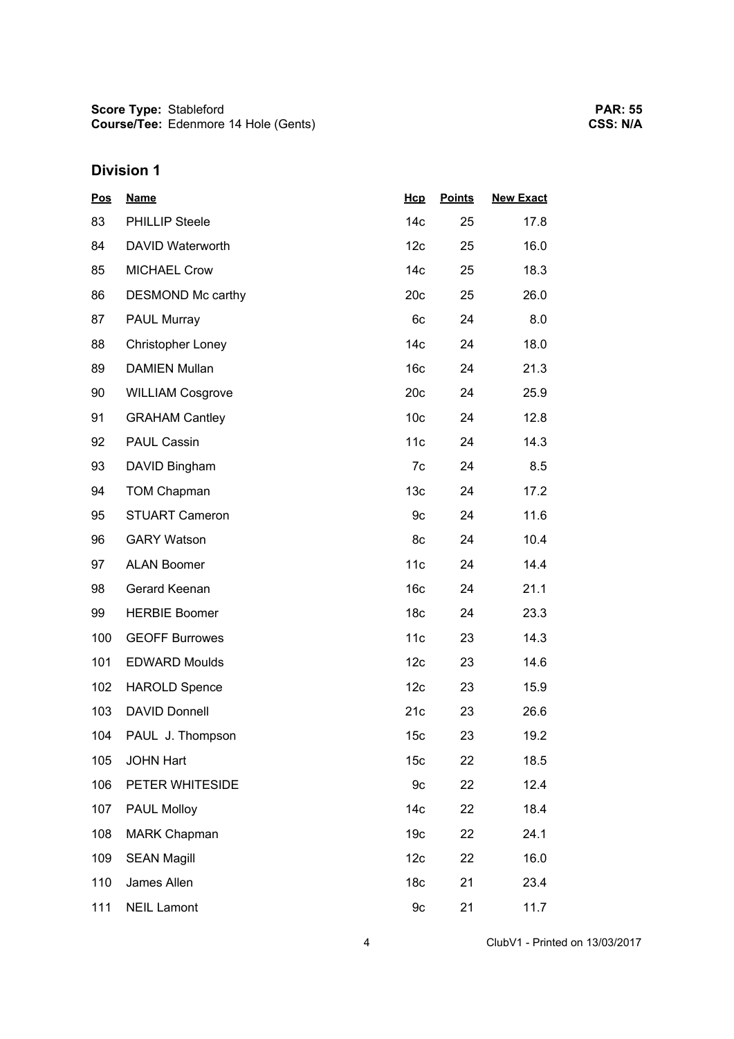**Score Type:** Stableford
**Course/Tee:** Edenmore 14 Hole (Gents)

**PAR: 55**
**CSS: N/A**

## Division 1

| Pos | Name | Hcp | Points | New Exact |
|---|---|---|---|---|
| 83 | PHILLIP Steele | 14c | 25 | 17.8 |
| 84 | DAVID Waterworth | 12c | 25 | 16.0 |
| 85 | MICHAEL Crow | 14c | 25 | 18.3 |
| 86 | DESMOND Mc carthy | 20c | 25 | 26.0 |
| 87 | PAUL Murray | 6c | 24 | 8.0 |
| 88 | Christopher Loney | 14c | 24 | 18.0 |
| 89 | DAMIEN Mullan | 16c | 24 | 21.3 |
| 90 | WILLIAM Cosgrove | 20c | 24 | 25.9 |
| 91 | GRAHAM Cantley | 10c | 24 | 12.8 |
| 92 | PAUL Cassin | 11c | 24 | 14.3 |
| 93 | DAVID Bingham | 7c | 24 | 8.5 |
| 94 | TOM Chapman | 13c | 24 | 17.2 |
| 95 | STUART Cameron | 9c | 24 | 11.6 |
| 96 | GARY Watson | 8c | 24 | 10.4 |
| 97 | ALAN Boomer | 11c | 24 | 14.4 |
| 98 | Gerard Keenan | 16c | 24 | 21.1 |
| 99 | HERBIE Boomer | 18c | 24 | 23.3 |
| 100 | GEOFF Burrowes | 11c | 23 | 14.3 |
| 101 | EDWARD Moulds | 12c | 23 | 14.6 |
| 102 | HAROLD Spence | 12c | 23 | 15.9 |
| 103 | DAVID Donnell | 21c | 23 | 26.6 |
| 104 | PAUL J. Thompson | 15c | 23 | 19.2 |
| 105 | JOHN Hart | 15c | 22 | 18.5 |
| 106 | PETER WHITESIDE | 9c | 22 | 12.4 |
| 107 | PAUL Molloy | 14c | 22 | 18.4 |
| 108 | MARK Chapman | 19c | 22 | 24.1 |
| 109 | SEAN Magill | 12c | 22 | 16.0 |
| 110 | James Allen | 18c | 21 | 23.4 |
| 111 | NEIL Lamont | 9c | 21 | 11.7 |

ClubV1 - Printed on 13/03/2017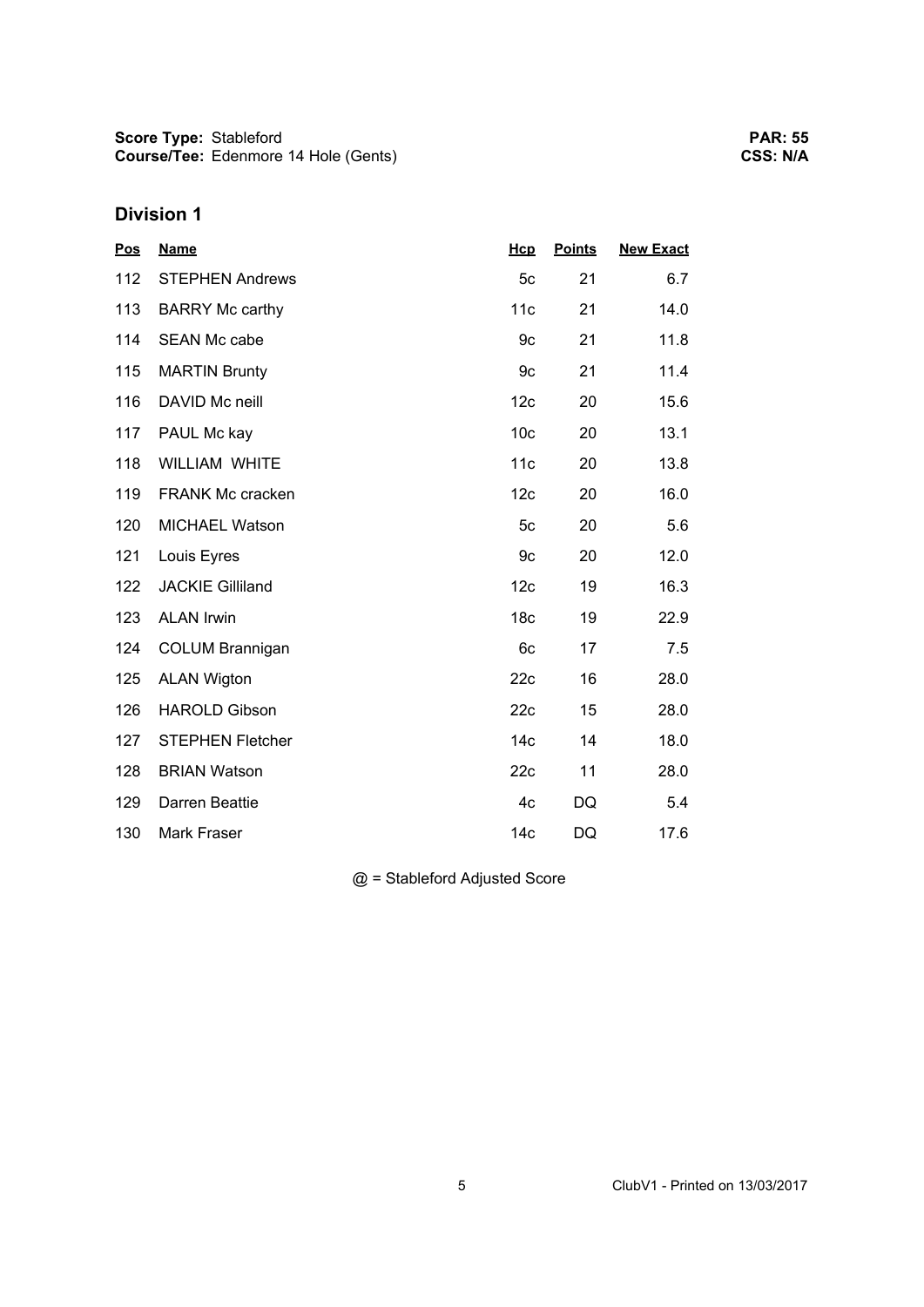**Score Type:** Stableford
**Course/Tee:** Edenmore 14 Hole (Gents)

**PAR: 55**
**CSS: N/A**

## Division 1

| Pos | Name | Hcp | Points | New Exact |
|---|---|---|---|---|
| 112 | STEPHEN Andrews | 5c | 21 | 6.7 |
| 113 | BARRY Mc carthy | 11c | 21 | 14.0 |
| 114 | SEAN Mc cabe | 9c | 21 | 11.8 |
| 115 | MARTIN Brunty | 9c | 21 | 11.4 |
| 116 | DAVID Mc neill | 12c | 20 | 15.6 |
| 117 | PAUL Mc kay | 10c | 20 | 13.1 |
| 118 | WILLIAM WHITE | 11c | 20 | 13.8 |
| 119 | FRANK Mc cracken | 12c | 20 | 16.0 |
| 120 | MICHAEL Watson | 5c | 20 | 5.6 |
| 121 | Louis Eyres | 9c | 20 | 12.0 |
| 122 | JACKIE Gilliland | 12c | 19 | 16.3 |
| 123 | ALAN Irwin | 18c | 19 | 22.9 |
| 124 | COLUM Brannigan | 6c | 17 | 7.5 |
| 125 | ALAN Wigton | 22c | 16 | 28.0 |
| 126 | HAROLD Gibson | 22c | 15 | 28.0 |
| 127 | STEPHEN Fletcher | 14c | 14 | 18.0 |
| 128 | BRIAN Watson | 22c | 11 | 28.0 |
| 129 | Darren Beattie | 4c | DQ | 5.4 |
| 130 | Mark Fraser | 14c | DQ | 17.6 |

@ = Stableford Adjusted Score

ClubV1 - Printed on 13/03/2017